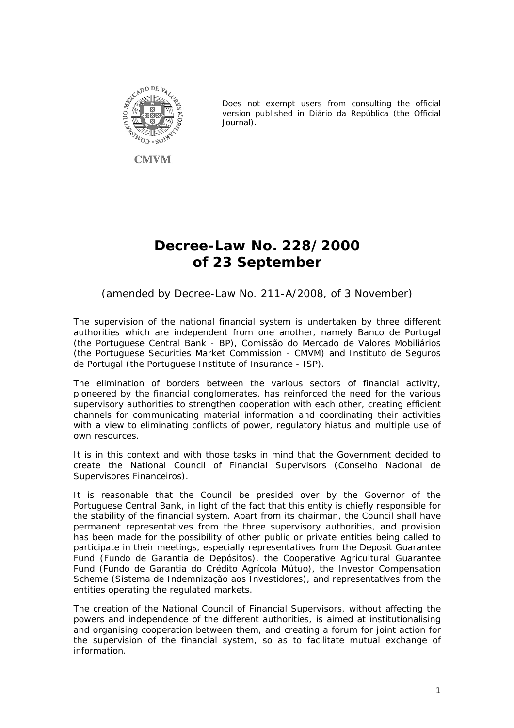CMVM

Does not exempt users from consulting the official version published in Diário da República (the Official Journal).

# Decree-Law No. 228/2000 of 23 September

(amended by Decree-Law No. 211-A/2008, of 3 November)

The supervision of the national financial system is undertaken by three different authorities which are independent from one another, namely Banco de Portugal (the Portuguese Central Bank - BP), Comissão do Mercado de Valores Mobiliários (the Portuguese Securities Market Commission - CMVM) and Instituto de Seguros de Portugal (the Portuguese Institute of Insurance - ISP).

The elimination of borders between the various sectors of financial activity, pioneered by the financial conglomerates, has reinforced the need for the various supervisory authorities to strengthen cooperation with each other, creating efficient channels for communicating material information and coordinating their activities with a view to eliminating conflicts of power, regulatory hiatus and multiple use of own resources.

It is in this context and with those tasks in mind that the Government decided to create the National Council of Financial Supervisors (Conselho Nacional de Supervisores Financeiros).

It is reasonable that the Council be presided over by the Governor of the Portuguese Central Bank, in light of the fact that this entity is chiefly responsible for the stability of the financial system. Apart from its chairman, the Council shall have permanent representatives from the three supervisory authorities, and provision has been made for the possibility of other public or private entities being called to participate in their meetings, especially representatives from the Deposit Guarantee Fund (Fundo de Garantia de Depósitos), the Cooperative Agricultural Guarantee Fund (Fundo de Garantia do Crédito Agrícola Mútuo), the Investor Compensation Scheme (Sistema de Indemnização aos Investidores), and representatives from the entities operating the regulated markets.

The creation of the National Council of Financial Supervisors, without affecting the powers and independence of the different authorities, is aimed at institutionalising and organising cooperation between them, and creating a forum for joint action for the supervision of the financial system, so as to facilitate mutual exchange of information.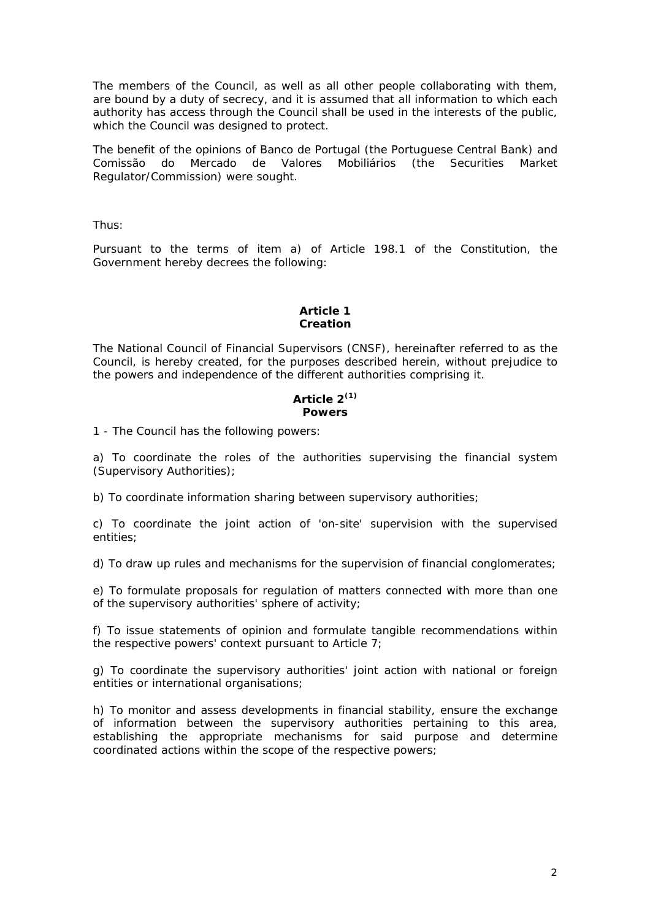The members of the Council, as well as all other people collaborating with them, are bound by a duty of secrecy, and it is assumed that all information to which each authority has access through the Council shall be used in the interests of the public, which the Council was designed to protect.

The benefit of the opinions of Banco de Portugal (the Portuguese Central Bank) and Comissão do Mercado de Valores Mobiliários (the Securities Market Regulator/Commission) were sought.

Thus:

Pursuant to the terms of item a) of Article 198.1 of the Constitution, the Government hereby decrees the following:

**Article 1**
**Creation**

The National Council of Financial Supervisors (CNSF), hereinafter referred to as the Council, is hereby created, for the purposes described herein, without prejudice to the powers and independence of the different authorities comprising it.

**Article 2[(1)]**
**Powers**

1 - The Council has the following powers:

a) To coordinate the roles of the authorities supervising the financial system (Supervisory Authorities);

b) To coordinate information sharing between supervisory authorities;

c) To coordinate the joint action of 'on-site' supervision with the supervised entities;

d) To draw up rules and mechanisms for the supervision of financial conglomerates;

e) To formulate proposals for regulation of matters connected with more than one of the supervisory authorities' sphere of activity;

f) To issue statements of opinion and formulate tangible recommendations within the respective powers' context pursuant to Article 7;

g) To coordinate the supervisory authorities' joint action with national or foreign entities or international organisations;

h) To monitor and assess developments in financial stability, ensure the exchange of information between the supervisory authorities pertaining to this area, establishing the appropriate mechanisms for said purpose and determine coordinated actions within the scope of the respective powers;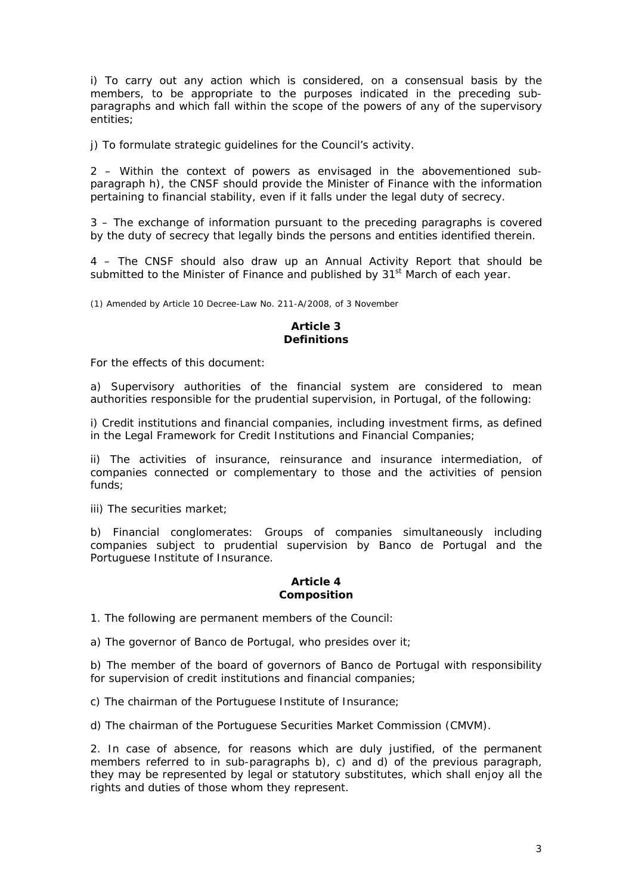i) To carry out any action which is considered, on a consensual basis by the members, to be appropriate to the purposes indicated in the preceding sub-paragraphs and which fall within the scope of the powers of any of the supervisory entities;

j) To formulate strategic guidelines for the Council's activity.

2 – Within the context of powers as envisaged in the abovementioned sub-paragraph h), the CNSF should provide the Minister of Finance with the information pertaining to financial stability, even if it falls under the legal duty of secrecy.

3 – The exchange of information pursuant to the preceding paragraphs is covered by the duty of secrecy that legally binds the persons and entities identified therein.

4 – The CNSF should also draw up an Annual Activity Report that should be submitted to the Minister of Finance and published by 31st March of each year.

(1) Amended by Article 10 Decree-Law No. 211-A/2008, of 3 November

### Article 3
### Definitions

For the effects of this document:

a) Supervisory authorities of the financial system are considered to mean authorities responsible for the prudential supervision, in Portugal, of the following:

i) Credit institutions and financial companies, including investment firms, as defined in the Legal Framework for Credit Institutions and Financial Companies;

ii) The activities of insurance, reinsurance and insurance intermediation, of companies connected or complementary to those and the activities of pension funds;

iii) The securities market;

b) Financial conglomerates: Groups of companies simultaneously including companies subject to prudential supervision by Banco de Portugal and the Portuguese Institute of Insurance.

### Article 4
### Composition

1. The following are permanent members of the Council:

a) The governor of Banco de Portugal, who presides over it;

b) The member of the board of governors of Banco de Portugal with responsibility for supervision of credit institutions and financial companies;

c) The chairman of the Portuguese Institute of Insurance;

d) The chairman of the Portuguese Securities Market Commission (CMVM).

2. In case of absence, for reasons which are duly justified, of the permanent members referred to in sub-paragraphs b), c) and d) of the previous paragraph, they may be represented by legal or statutory substitutes, which shall enjoy all the rights and duties of those whom they represent.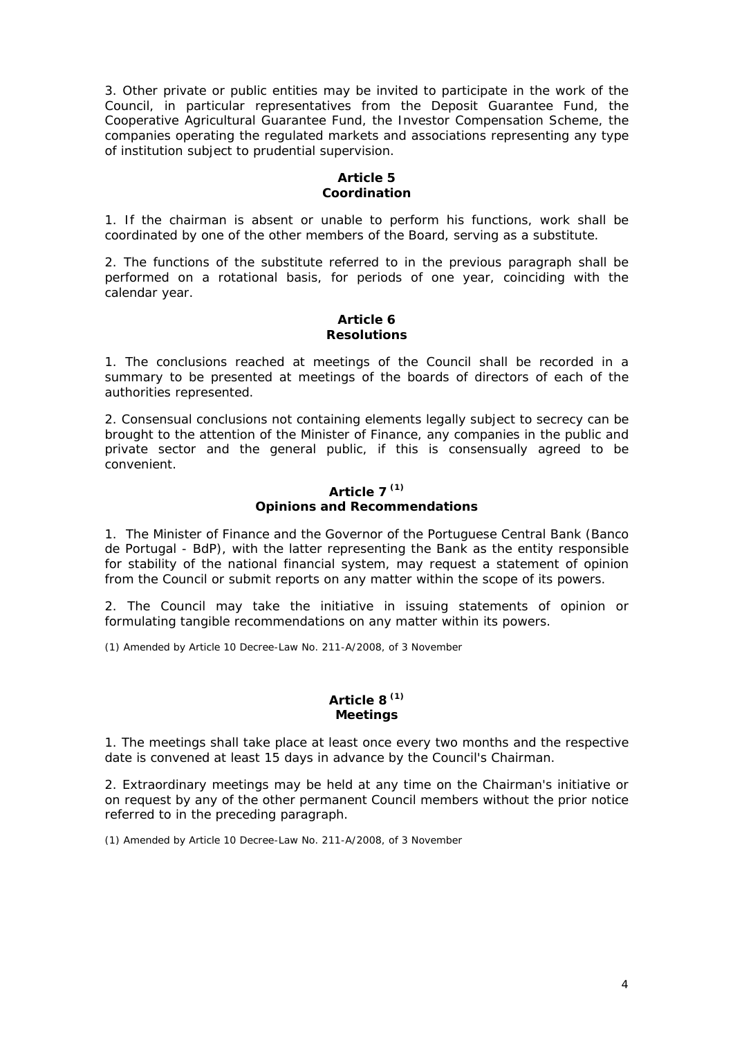3. Other private or public entities may be invited to participate in the work of the Council, in particular representatives from the Deposit Guarantee Fund, the Cooperative Agricultural Guarantee Fund, the Investor Compensation Scheme, the companies operating the regulated markets and associations representing any type of institution subject to prudential supervision.

**Article 5**
**Coordination**

1. If the chairman is absent or unable to perform his functions, work shall be coordinated by one of the other members of the Board, serving as a substitute.

2. The functions of the substitute referred to in the previous paragraph shall be performed on a rotational basis, for periods of one year, coinciding with the calendar year.

**Article 6**
**Resolutions**

1. The conclusions reached at meetings of the Council shall be recorded in a summary to be presented at meetings of the boards of directors of each of the authorities represented.

2. Consensual conclusions not containing elements legally subject to secrecy can be brought to the attention of the Minister of Finance, any companies in the public and private sector and the general public, if this is consensually agreed to be convenient.

**Article 7 [(1)]**
**Opinions and Recommendations**

1. The Minister of Finance and the Governor of the Portuguese Central Bank (Banco de Portugal - BdP), with the latter representing the Bank as the entity responsible for stability of the national financial system, may request a statement of opinion from the Council or submit reports on any matter within the scope of its powers.

2. The Council may take the initiative in issuing statements of opinion or formulating tangible recommendations on any matter within its powers.

(1) Amended by Article 10 Decree-Law No. 211-A/2008, of 3 November

**Article 8 [(1)]**
**Meetings**

1. The meetings shall take place at least once every two months and the respective date is convened at least 15 days in advance by the Council's Chairman.

2. Extraordinary meetings may be held at any time on the Chairman's initiative or on request by any of the other permanent Council members without the prior notice referred to in the preceding paragraph.

(1) Amended by Article 10 Decree-Law No. 211-A/2008, of 3 November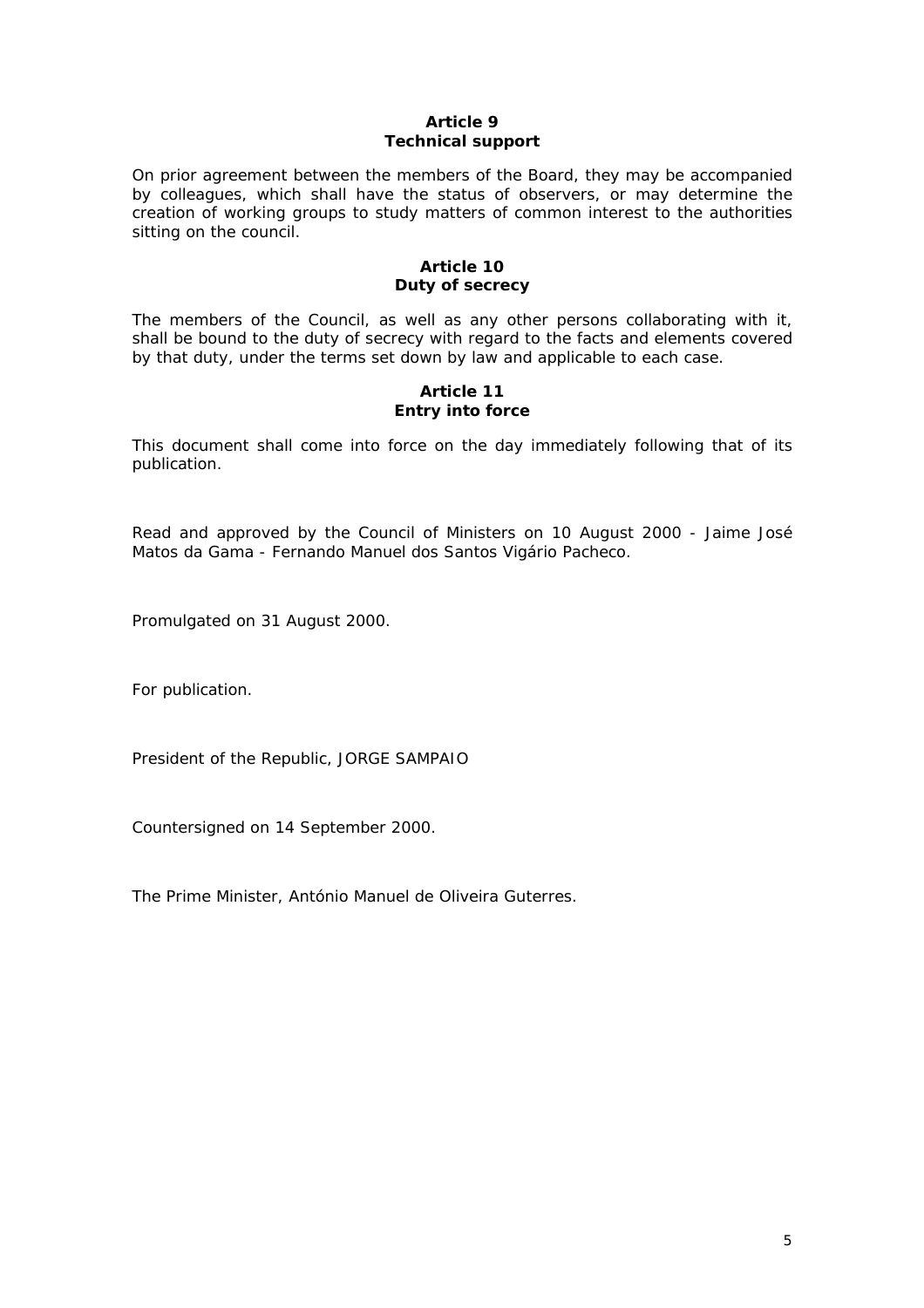### Article 9
### Technical support

On prior agreement between the members of the Board, they may be accompanied by colleagues, which shall have the status of observers, or may determine the creation of working groups to study matters of common interest to the authorities sitting on the council.

### Article 10
### Duty of secrecy

The members of the Council, as well as any other persons collaborating with it, shall be bound to the duty of secrecy with regard to the facts and elements covered by that duty, under the terms set down by law and applicable to each case.

### Article 11
### Entry into force

This document shall come into force on the day immediately following that of its publication.

Read and approved by the Council of Ministers on 10 August 2000 - Jaime José Matos da Gama - Fernando Manuel dos Santos Vigário Pacheco.

Promulgated on 31 August 2000.

For publication.

President of the Republic, JORGE SAMPAIO

Countersigned on 14 September 2000.

The Prime Minister, António Manuel de Oliveira Guterres.